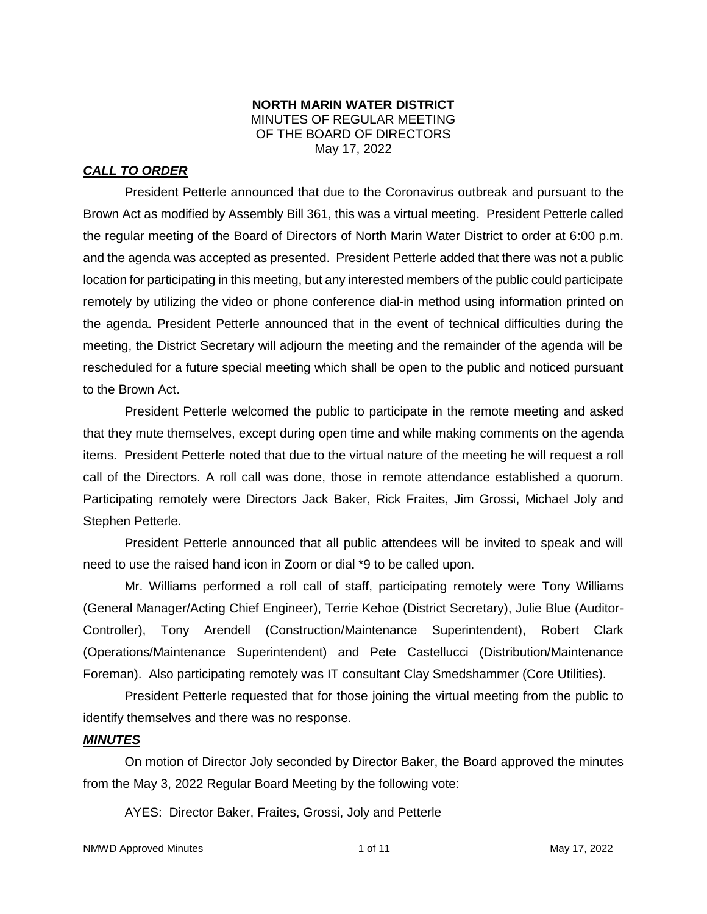**NORTH MARIN WATER DISTRICT**
MINUTES OF REGULAR MEETING
OF THE BOARD OF DIRECTORS
May 17, 2022

***CALL TO ORDER***

President Petterle announced that due to the Coronavirus outbreak and pursuant to the Brown Act as modified by Assembly Bill 361, this was a virtual meeting. President Petterle called the regular meeting of the Board of Directors of North Marin Water District to order at 6:00 p.m. and the agenda was accepted as presented. President Petterle added that there was not a public location for participating in this meeting, but any interested members of the public could participate remotely by utilizing the video or phone conference dial-in method using information printed on the agenda. President Petterle announced that in the event of technical difficulties during the meeting, the District Secretary will adjourn the meeting and the remainder of the agenda will be rescheduled for a future special meeting which shall be open to the public and noticed pursuant to the Brown Act.

President Petterle welcomed the public to participate in the remote meeting and asked that they mute themselves, except during open time and while making comments on the agenda items. President Petterle noted that due to the virtual nature of the meeting he will request a roll call of the Directors. A roll call was done, those in remote attendance established a quorum. Participating remotely were Directors Jack Baker, Rick Fraites, Jim Grossi, Michael Joly and Stephen Petterle.

President Petterle announced that all public attendees will be invited to speak and will need to use the raised hand icon in Zoom or dial *9 to be called upon.

Mr. Williams performed a roll call of staff, participating remotely were Tony Williams (General Manager/Acting Chief Engineer), Terrie Kehoe (District Secretary), Julie Blue (Auditor-Controller), Tony Arendell (Construction/Maintenance Superintendent), Robert Clark (Operations/Maintenance Superintendent) and Pete Castellucci (Distribution/Maintenance Foreman). Also participating remotely was IT consultant Clay Smedshammer (Core Utilities).

President Petterle requested that for those joining the virtual meeting from the public to identify themselves and there was no response.

***MINUTES***

On motion of Director Joly seconded by Director Baker, the Board approved the minutes from the May 3, 2022 Regular Board Meeting by the following vote:

AYES: Director Baker, Fraites, Grossi, Joly and Petterle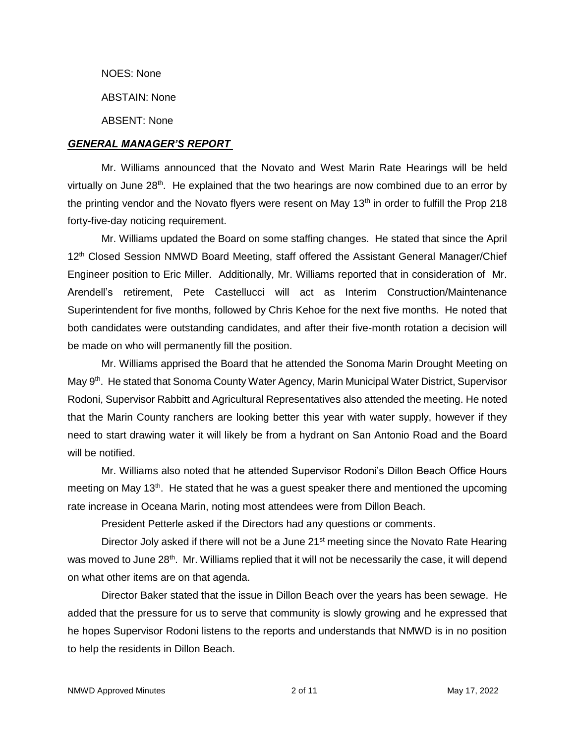NOES: None

ABSTAIN: None

ABSENT: None

***GENERAL MANAGER'S REPORT***

Mr. Williams announced that the Novato and West Marin Rate Hearings will be held virtually on June 28th. He explained that the two hearings are now combined due to an error by the printing vendor and the Novato flyers were resent on May 13th in order to fulfill the Prop 218 forty-five-day noticing requirement.

Mr. Williams updated the Board on some staffing changes. He stated that since the April 12th Closed Session NMWD Board Meeting, staff offered the Assistant General Manager/Chief Engineer position to Eric Miller. Additionally, Mr. Williams reported that in consideration of Mr. Arendell's retirement, Pete Castellucci will act as Interim Construction/Maintenance Superintendent for five months, followed by Chris Kehoe for the next five months. He noted that both candidates were outstanding candidates, and after their five-month rotation a decision will be made on who will permanently fill the position.

Mr. Williams apprised the Board that he attended the Sonoma Marin Drought Meeting on May 9th. He stated that Sonoma County Water Agency, Marin Municipal Water District, Supervisor Rodoni, Supervisor Rabbitt and Agricultural Representatives also attended the meeting. He noted that the Marin County ranchers are looking better this year with water supply, however if they need to start drawing water it will likely be from a hydrant on San Antonio Road and the Board will be notified.

Mr. Williams also noted that he attended Supervisor Rodoni's Dillon Beach Office Hours meeting on May 13th. He stated that he was a guest speaker there and mentioned the upcoming rate increase in Oceana Marin, noting most attendees were from Dillon Beach.

President Petterle asked if the Directors had any questions or comments.

Director Joly asked if there will not be a June 21st meeting since the Novato Rate Hearing was moved to June 28th. Mr. Williams replied that it will not be necessarily the case, it will depend on what other items are on that agenda.

Director Baker stated that the issue in Dillon Beach over the years has been sewage. He added that the pressure for us to serve that community is slowly growing and he expressed that he hopes Supervisor Rodoni listens to the reports and understands that NMWD is in no position to help the residents in Dillon Beach.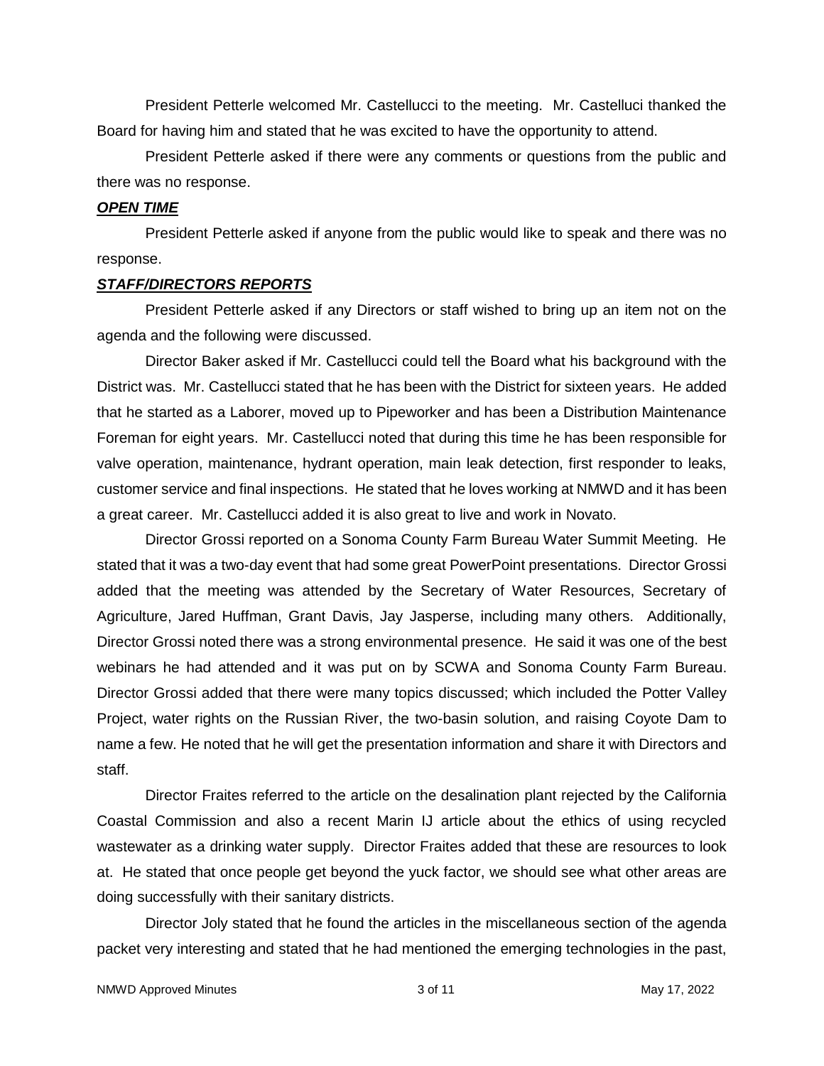President Petterle welcomed Mr. Castellucci to the meeting. Mr. Castelluci thanked the Board for having him and stated that he was excited to have the opportunity to attend.

President Petterle asked if there were any comments or questions from the public and there was no response.

***OPEN TIME***

President Petterle asked if anyone from the public would like to speak and there was no response.

***STAFF/DIRECTORS REPORTS***

President Petterle asked if any Directors or staff wished to bring up an item not on the agenda and the following were discussed.

Director Baker asked if Mr. Castellucci could tell the Board what his background with the District was. Mr. Castellucci stated that he has been with the District for sixteen years. He added that he started as a Laborer, moved up to Pipeworker and has been a Distribution Maintenance Foreman for eight years. Mr. Castellucci noted that during this time he has been responsible for valve operation, maintenance, hydrant operation, main leak detection, first responder to leaks, customer service and final inspections. He stated that he loves working at NMWD and it has been a great career. Mr. Castellucci added it is also great to live and work in Novato.

Director Grossi reported on a Sonoma County Farm Bureau Water Summit Meeting. He stated that it was a two-day event that had some great PowerPoint presentations. Director Grossi added that the meeting was attended by the Secretary of Water Resources, Secretary of Agriculture, Jared Huffman, Grant Davis, Jay Jasperse, including many others. Additionally, Director Grossi noted there was a strong environmental presence. He said it was one of the best webinars he had attended and it was put on by SCWA and Sonoma County Farm Bureau. Director Grossi added that there were many topics discussed; which included the Potter Valley Project, water rights on the Russian River, the two-basin solution, and raising Coyote Dam to name a few. He noted that he will get the presentation information and share it with Directors and staff.

Director Fraites referred to the article on the desalination plant rejected by the California Coastal Commission and also a recent Marin IJ article about the ethics of using recycled wastewater as a drinking water supply. Director Fraites added that these are resources to look at. He stated that once people get beyond the yuck factor, we should see what other areas are doing successfully with their sanitary districts.

Director Joly stated that he found the articles in the miscellaneous section of the agenda packet very interesting and stated that he had mentioned the emerging technologies in the past,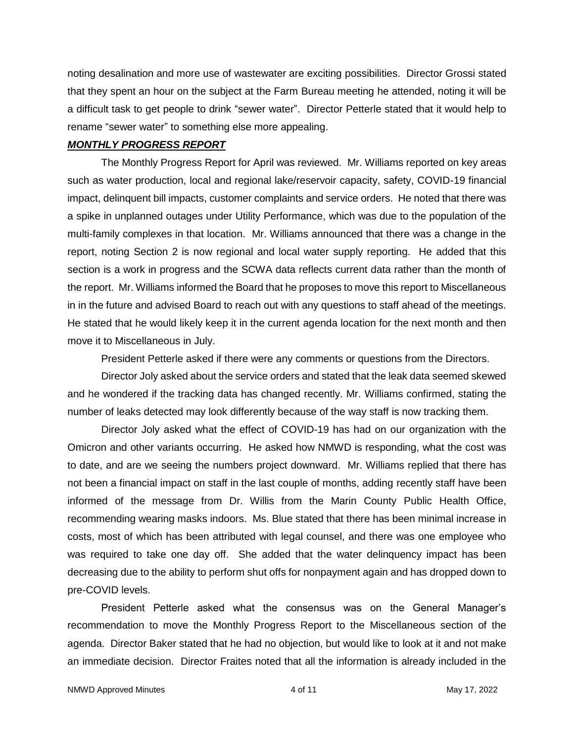noting desalination and more use of wastewater are exciting possibilities. Director Grossi stated that they spent an hour on the subject at the Farm Bureau meeting he attended, noting it will be a difficult task to get people to drink "sewer water". Director Petterle stated that it would help to rename "sewer water" to something else more appealing.

***MONTHLY PROGRESS REPORT***

The Monthly Progress Report for April was reviewed. Mr. Williams reported on key areas such as water production, local and regional lake/reservoir capacity, safety, COVID-19 financial impact, delinquent bill impacts, customer complaints and service orders. He noted that there was a spike in unplanned outages under Utility Performance, which was due to the population of the multi-family complexes in that location. Mr. Williams announced that there was a change in the report, noting Section 2 is now regional and local water supply reporting. He added that this section is a work in progress and the SCWA data reflects current data rather than the month of the report. Mr. Williams informed the Board that he proposes to move this report to Miscellaneous in in the future and advised Board to reach out with any questions to staff ahead of the meetings. He stated that he would likely keep it in the current agenda location for the next month and then move it to Miscellaneous in July.

President Petterle asked if there were any comments or questions from the Directors.

Director Joly asked about the service orders and stated that the leak data seemed skewed and he wondered if the tracking data has changed recently. Mr. Williams confirmed, stating the number of leaks detected may look differently because of the way staff is now tracking them.

Director Joly asked what the effect of COVID-19 has had on our organization with the Omicron and other variants occurring. He asked how NMWD is responding, what the cost was to date, and are we seeing the numbers project downward. Mr. Williams replied that there has not been a financial impact on staff in the last couple of months, adding recently staff have been informed of the message from Dr. Willis from the Marin County Public Health Office, recommending wearing masks indoors. Ms. Blue stated that there has been minimal increase in costs, most of which has been attributed with legal counsel, and there was one employee who was required to take one day off. She added that the water delinquency impact has been decreasing due to the ability to perform shut offs for nonpayment again and has dropped down to pre-COVID levels.

President Petterle asked what the consensus was on the General Manager's recommendation to move the Monthly Progress Report to the Miscellaneous section of the agenda. Director Baker stated that he had no objection, but would like to look at it and not make an immediate decision. Director Fraites noted that all the information is already included in the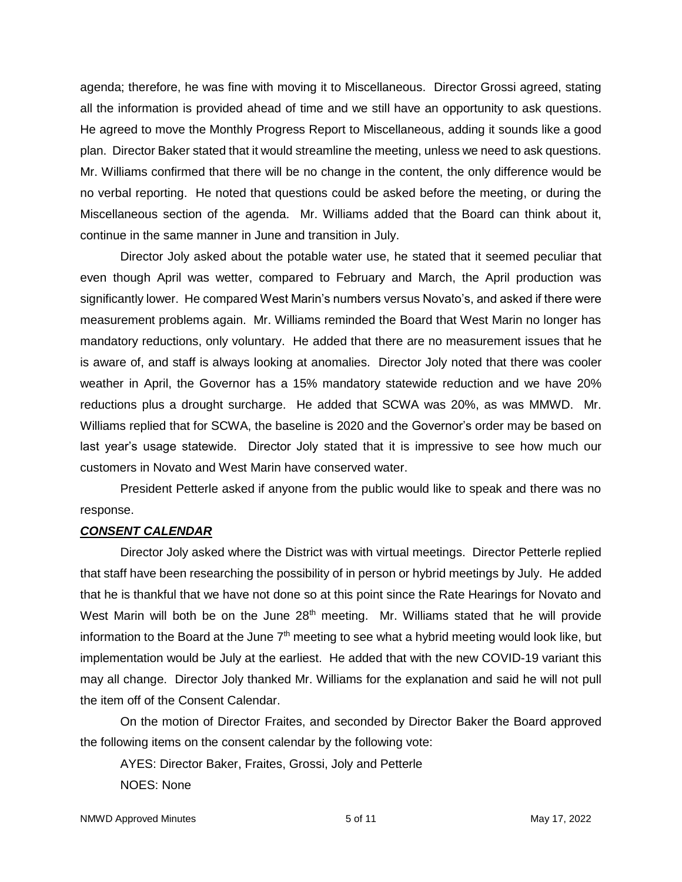agenda; therefore, he was fine with moving it to Miscellaneous. Director Grossi agreed, stating all the information is provided ahead of time and we still have an opportunity to ask questions. He agreed to move the Monthly Progress Report to Miscellaneous, adding it sounds like a good plan. Director Baker stated that it would streamline the meeting, unless we need to ask questions. Mr. Williams confirmed that there will be no change in the content, the only difference would be no verbal reporting. He noted that questions could be asked before the meeting, or during the Miscellaneous section of the agenda. Mr. Williams added that the Board can think about it, continue in the same manner in June and transition in July.

Director Joly asked about the potable water use, he stated that it seemed peculiar that even though April was wetter, compared to February and March, the April production was significantly lower. He compared West Marin's numbers versus Novato's, and asked if there were measurement problems again. Mr. Williams reminded the Board that West Marin no longer has mandatory reductions, only voluntary. He added that there are no measurement issues that he is aware of, and staff is always looking at anomalies. Director Joly noted that there was cooler weather in April, the Governor has a 15% mandatory statewide reduction and we have 20% reductions plus a drought surcharge. He added that SCWA was 20%, as was MMWD. Mr. Williams replied that for SCWA, the baseline is 2020 and the Governor's order may be based on last year's usage statewide. Director Joly stated that it is impressive to see how much our customers in Novato and West Marin have conserved water.

President Petterle asked if anyone from the public would like to speak and there was no response.

***CONSENT CALENDAR***

Director Joly asked where the District was with virtual meetings. Director Petterle replied that staff have been researching the possibility of in person or hybrid meetings by July. He added that he is thankful that we have not done so at this point since the Rate Hearings for Novato and West Marin will both be on the June 28th meeting. Mr. Williams stated that he will provide information to the Board at the June 7th meeting to see what a hybrid meeting would look like, but implementation would be July at the earliest. He added that with the new COVID-19 variant this may all change. Director Joly thanked Mr. Williams for the explanation and said he will not pull the item off of the Consent Calendar.

On the motion of Director Fraites, and seconded by Director Baker the Board approved the following items on the consent calendar by the following vote:

AYES: Director Baker, Fraites, Grossi, Joly and Petterle

NOES: None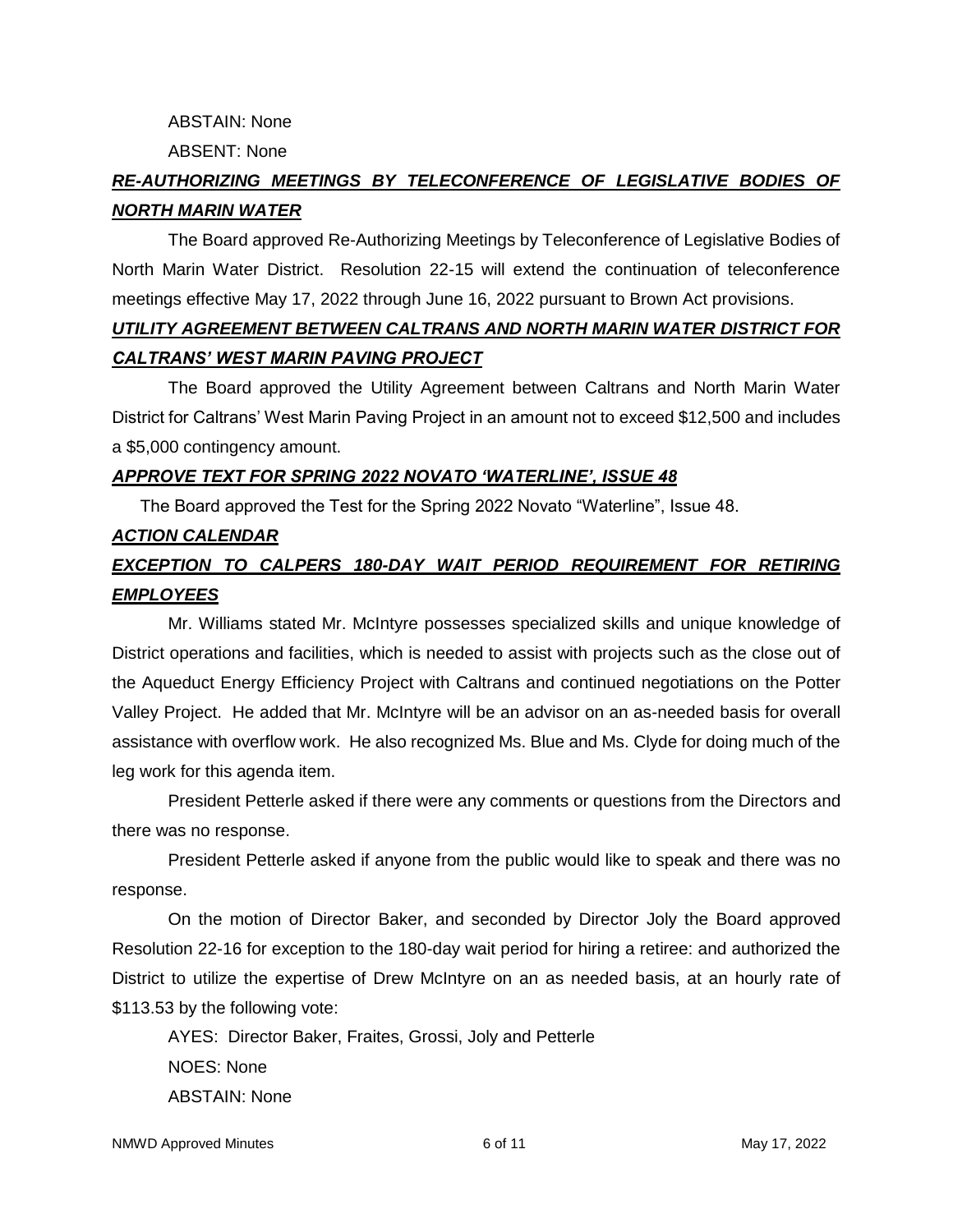ABSTAIN: None

ABSENT: None

***RE-AUTHORIZING MEETINGS BY TELECONFERENCE OF LEGISLATIVE BODIES OF NORTH MARIN WATER***

The Board approved Re-Authorizing Meetings by Teleconference of Legislative Bodies of North Marin Water District. Resolution 22-15 will extend the continuation of teleconference meetings effective May 17, 2022 through June 16, 2022 pursuant to Brown Act provisions.

***UTILITY AGREEMENT BETWEEN CALTRANS AND NORTH MARIN WATER DISTRICT FOR CALTRANS' WEST MARIN PAVING PROJECT***

The Board approved the Utility Agreement between Caltrans and North Marin Water District for Caltrans' West Marin Paving Project in an amount not to exceed $12,500 and includes a $5,000 contingency amount.

***APPROVE TEXT FOR SPRING 2022 NOVATO 'WATERLINE', ISSUE 48***

The Board approved the Test for the Spring 2022 Novato "Waterline", Issue 48.

***ACTION CALENDAR***

***EXCEPTION TO CALPERS 180-DAY WAIT PERIOD REQUIREMENT FOR RETIRING EMPLOYEES***

Mr. Williams stated Mr. McIntyre possesses specialized skills and unique knowledge of District operations and facilities, which is needed to assist with projects such as the close out of the Aqueduct Energy Efficiency Project with Caltrans and continued negotiations on the Potter Valley Project. He added that Mr. McIntyre will be an advisor on an as-needed basis for overall assistance with overflow work. He also recognized Ms. Blue and Ms. Clyde for doing much of the leg work for this agenda item.

President Petterle asked if there were any comments or questions from the Directors and there was no response.

President Petterle asked if anyone from the public would like to speak and there was no response.

On the motion of Director Baker, and seconded by Director Joly the Board approved Resolution 22-16 for exception to the 180-day wait period for hiring a retiree: and authorized the District to utilize the expertise of Drew McIntyre on an as needed basis, at an hourly rate of $113.53 by the following vote:

AYES: Director Baker, Fraites, Grossi, Joly and Petterle

NOES: None

ABSTAIN: None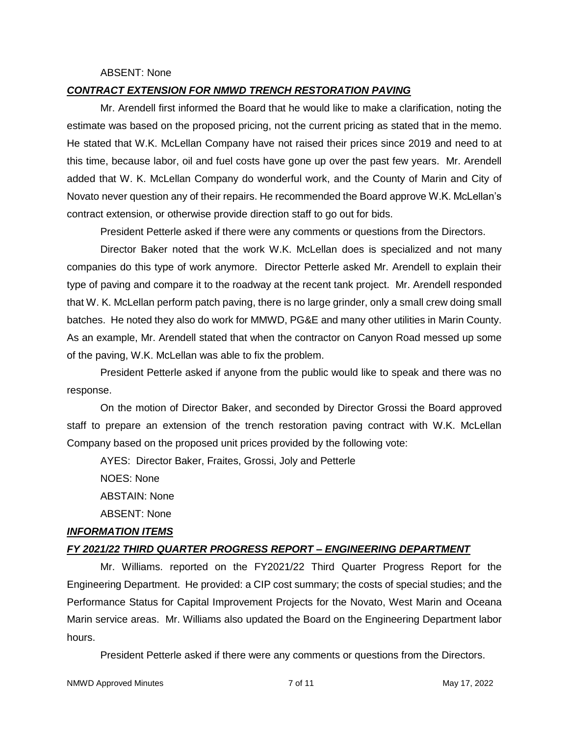ABSENT: None

***CONTRACT EXTENSION FOR NMWD TRENCH RESTORATION PAVING***

Mr. Arendell first informed the Board that he would like to make a clarification, noting the estimate was based on the proposed pricing, not the current pricing as stated that in the memo. He stated that W.K. McLellan Company have not raised their prices since 2019 and need to at this time, because labor, oil and fuel costs have gone up over the past few years. Mr. Arendell added that W. K. McLellan Company do wonderful work, and the County of Marin and City of Novato never question any of their repairs. He recommended the Board approve W.K. McLellan's contract extension, or otherwise provide direction staff to go out for bids.

President Petterle asked if there were any comments or questions from the Directors.

Director Baker noted that the work W.K. McLellan does is specialized and not many companies do this type of work anymore. Director Petterle asked Mr. Arendell to explain their type of paving and compare it to the roadway at the recent tank project. Mr. Arendell responded that W. K. McLellan perform patch paving, there is no large grinder, only a small crew doing small batches. He noted they also do work for MMWD, PG&E and many other utilities in Marin County. As an example, Mr. Arendell stated that when the contractor on Canyon Road messed up some of the paving, W.K. McLellan was able to fix the problem.

President Petterle asked if anyone from the public would like to speak and there was no response.

On the motion of Director Baker, and seconded by Director Grossi the Board approved staff to prepare an extension of the trench restoration paving contract with W.K. McLellan Company based on the proposed unit prices provided by the following vote:

AYES: Director Baker, Fraites, Grossi, Joly and Petterle

NOES: None

ABSTAIN: None

ABSENT: None

***INFORMATION ITEMS***

***FY 2021/22 THIRD QUARTER PROGRESS REPORT – ENGINEERING DEPARTMENT***

Mr. Williams. reported on the FY2021/22 Third Quarter Progress Report for the Engineering Department. He provided: a CIP cost summary; the costs of special studies; and the Performance Status for Capital Improvement Projects for the Novato, West Marin and Oceana Marin service areas. Mr. Williams also updated the Board on the Engineering Department labor hours.

President Petterle asked if there were any comments or questions from the Directors.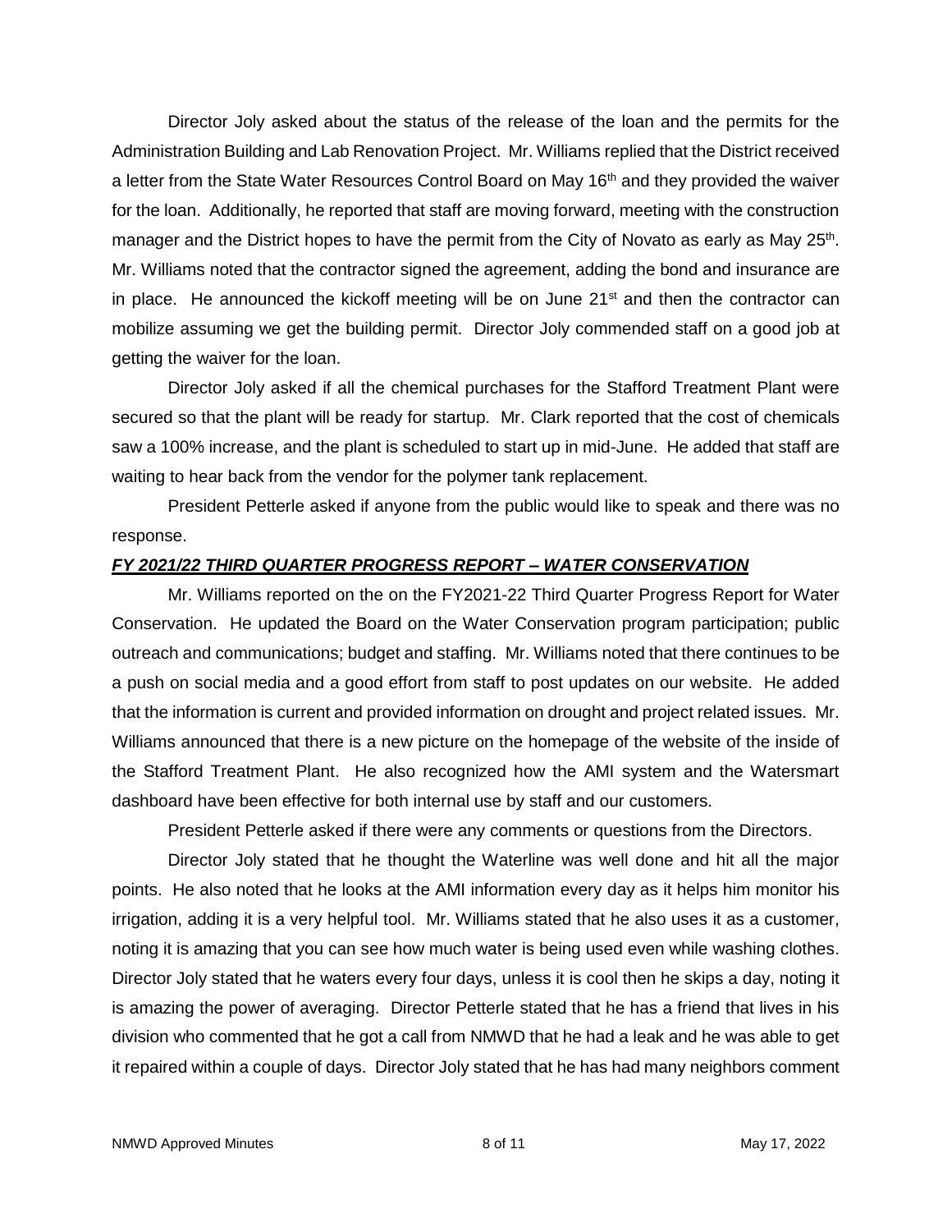Director Joly asked about the status of the release of the loan and the permits for the Administration Building and Lab Renovation Project. Mr. Williams replied that the District received a letter from the State Water Resources Control Board on May 16th and they provided the waiver for the loan. Additionally, he reported that staff are moving forward, meeting with the construction manager and the District hopes to have the permit from the City of Novato as early as May 25th. Mr. Williams noted that the contractor signed the agreement, adding the bond and insurance are in place. He announced the kickoff meeting will be on June 21st and then the contractor can mobilize assuming we get the building permit. Director Joly commended staff on a good job at getting the waiver for the loan.

Director Joly asked if all the chemical purchases for the Stafford Treatment Plant were secured so that the plant will be ready for startup. Mr. Clark reported that the cost of chemicals saw a 100% increase, and the plant is scheduled to start up in mid-June. He added that staff are waiting to hear back from the vendor for the polymer tank replacement.

President Petterle asked if anyone from the public would like to speak and there was no response.

***FY 2021/22 THIRD QUARTER PROGRESS REPORT – WATER CONSERVATION***

Mr. Williams reported on the on the FY2021-22 Third Quarter Progress Report for Water Conservation. He updated the Board on the Water Conservation program participation; public outreach and communications; budget and staffing. Mr. Williams noted that there continues to be a push on social media and a good effort from staff to post updates on our website. He added that the information is current and provided information on drought and project related issues. Mr. Williams announced that there is a new picture on the homepage of the website of the inside of the Stafford Treatment Plant. He also recognized how the AMI system and the Watersmart dashboard have been effective for both internal use by staff and our customers.

President Petterle asked if there were any comments or questions from the Directors.

Director Joly stated that he thought the Waterline was well done and hit all the major points. He also noted that he looks at the AMI information every day as it helps him monitor his irrigation, adding it is a very helpful tool. Mr. Williams stated that he also uses it as a customer, noting it is amazing that you can see how much water is being used even while washing clothes. Director Joly stated that he waters every four days, unless it is cool then he skips a day, noting it is amazing the power of averaging. Director Petterle stated that he has a friend that lives in his division who commented that he got a call from NMWD that he had a leak and he was able to get it repaired within a couple of days. Director Joly stated that he has had many neighbors comment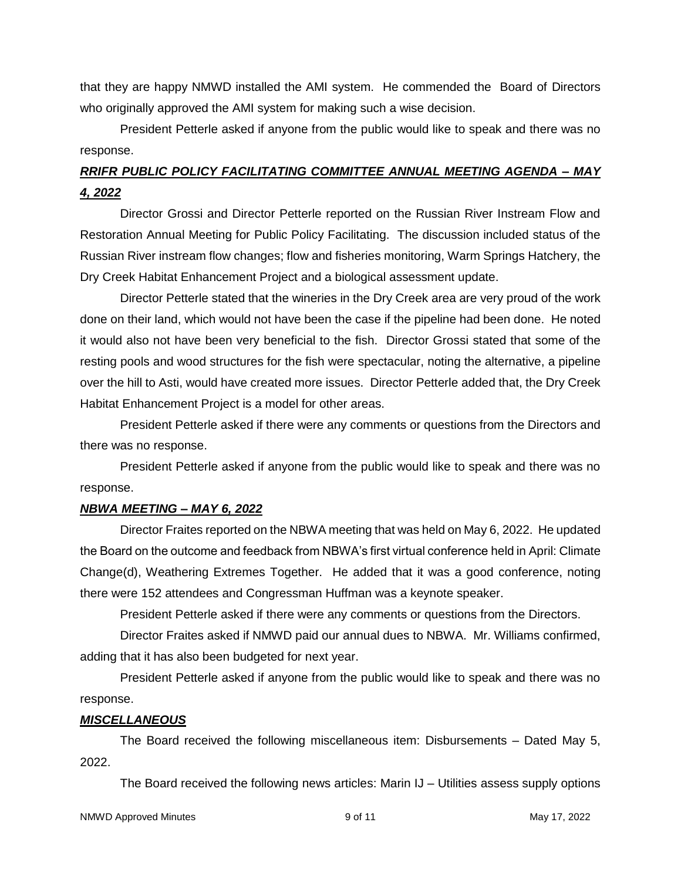that they are happy NMWD installed the AMI system. He commended the Board of Directors who originally approved the AMI system for making such a wise decision.

President Petterle asked if anyone from the public would like to speak and there was no response.

### ***RRIFR PUBLIC POLICY FACILITATING COMMITTEE ANNUAL MEETING AGENDA – MAY 4, 2022***

Director Grossi and Director Petterle reported on the Russian River Instream Flow and Restoration Annual Meeting for Public Policy Facilitating. The discussion included status of the Russian River instream flow changes; flow and fisheries monitoring, Warm Springs Hatchery, the Dry Creek Habitat Enhancement Project and a biological assessment update.

Director Petterle stated that the wineries in the Dry Creek area are very proud of the work done on their land, which would not have been the case if the pipeline had been done. He noted it would also not have been very beneficial to the fish. Director Grossi stated that some of the resting pools and wood structures for the fish were spectacular, noting the alternative, a pipeline over the hill to Asti, would have created more issues. Director Petterle added that, the Dry Creek Habitat Enhancement Project is a model for other areas.

President Petterle asked if there were any comments or questions from the Directors and there was no response.

President Petterle asked if anyone from the public would like to speak and there was no response.

### ***NBWA MEETING – MAY 6, 2022***

Director Fraites reported on the NBWA meeting that was held on May 6, 2022. He updated the Board on the outcome and feedback from NBWA's first virtual conference held in April: Climate Change(d), Weathering Extremes Together. He added that it was a good conference, noting there were 152 attendees and Congressman Huffman was a keynote speaker.

President Petterle asked if there were any comments or questions from the Directors.

Director Fraites asked if NMWD paid our annual dues to NBWA. Mr. Williams confirmed, adding that it has also been budgeted for next year.

President Petterle asked if anyone from the public would like to speak and there was no response.

### ***MISCELLANEOUS***

The Board received the following miscellaneous item: Disbursements – Dated May 5, 2022.

The Board received the following news articles: Marin IJ – Utilities assess supply options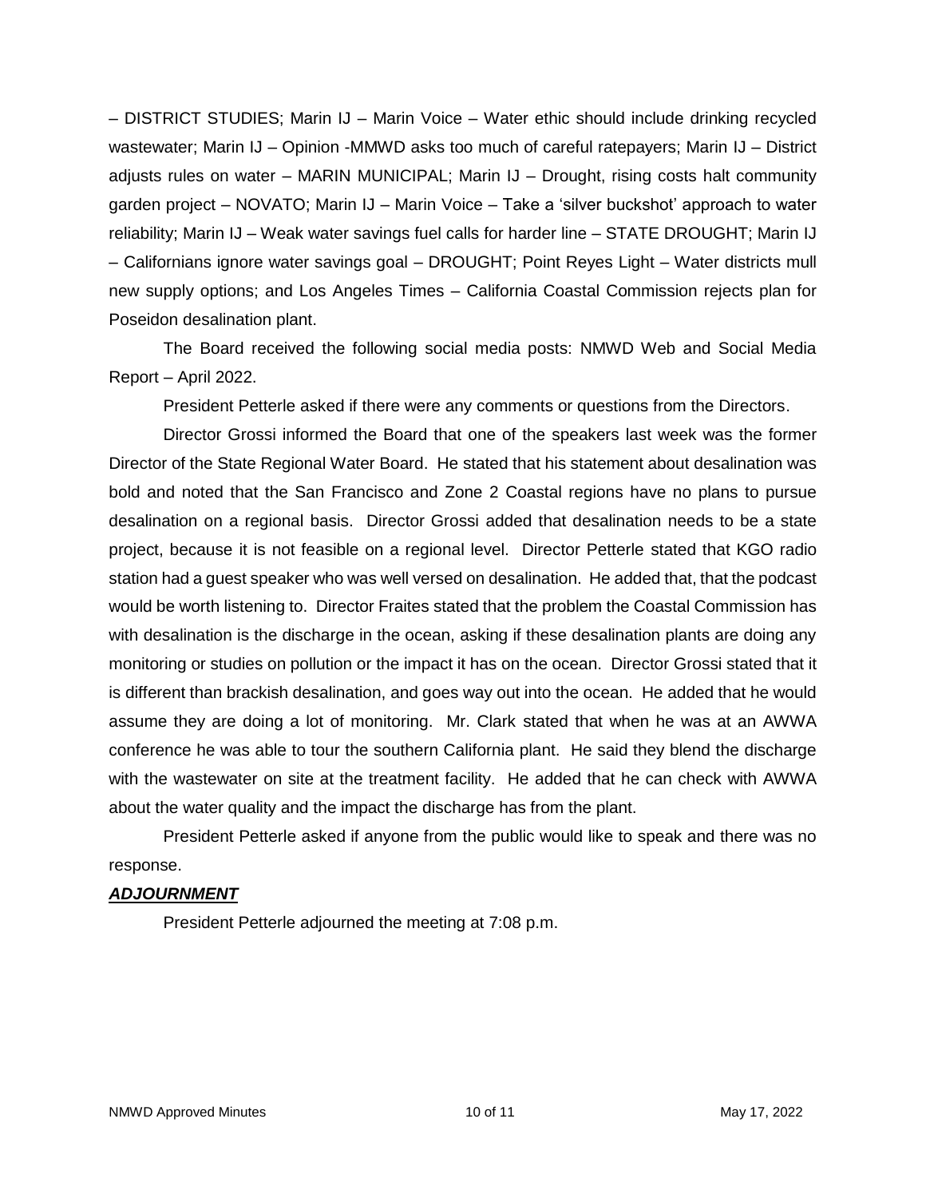– DISTRICT STUDIES; Marin IJ – Marin Voice – Water ethic should include drinking recycled wastewater; Marin IJ – Opinion -MMWD asks too much of careful ratepayers; Marin IJ – District adjusts rules on water – MARIN MUNICIPAL; Marin IJ – Drought, rising costs halt community garden project – NOVATO; Marin IJ – Marin Voice – Take a 'silver buckshot' approach to water reliability; Marin IJ – Weak water savings fuel calls for harder line – STATE DROUGHT; Marin IJ – Californians ignore water savings goal – DROUGHT; Point Reyes Light – Water districts mull new supply options; and Los Angeles Times – California Coastal Commission rejects plan for Poseidon desalination plant.

The Board received the following social media posts: NMWD Web and Social Media Report – April 2022.

President Petterle asked if there were any comments or questions from the Directors.

Director Grossi informed the Board that one of the speakers last week was the former Director of the State Regional Water Board. He stated that his statement about desalination was bold and noted that the San Francisco and Zone 2 Coastal regions have no plans to pursue desalination on a regional basis. Director Grossi added that desalination needs to be a state project, because it is not feasible on a regional level. Director Petterle stated that KGO radio station had a guest speaker who was well versed on desalination. He added that, that the podcast would be worth listening to. Director Fraites stated that the problem the Coastal Commission has with desalination is the discharge in the ocean, asking if these desalination plants are doing any monitoring or studies on pollution or the impact it has on the ocean. Director Grossi stated that it is different than brackish desalination, and goes way out into the ocean. He added that he would assume they are doing a lot of monitoring. Mr. Clark stated that when he was at an AWWA conference he was able to tour the southern California plant. He said they blend the discharge with the wastewater on site at the treatment facility. He added that he can check with AWWA about the water quality and the impact the discharge has from the plant.

President Petterle asked if anyone from the public would like to speak and there was no response.

***ADJOURNMENT***

President Petterle adjourned the meeting at 7:08 p.m.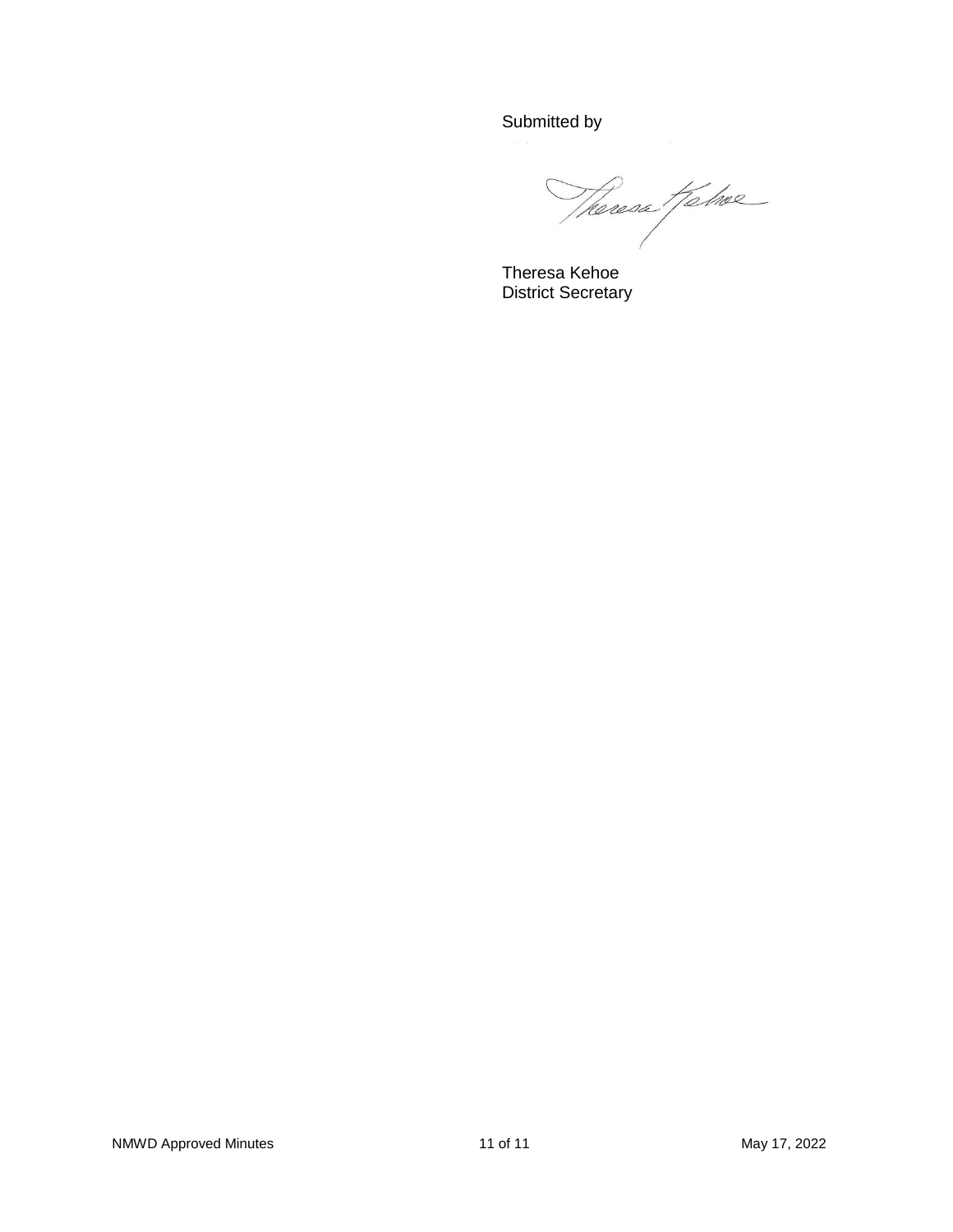Submitted by

Theresa Kehoe
District Secretary